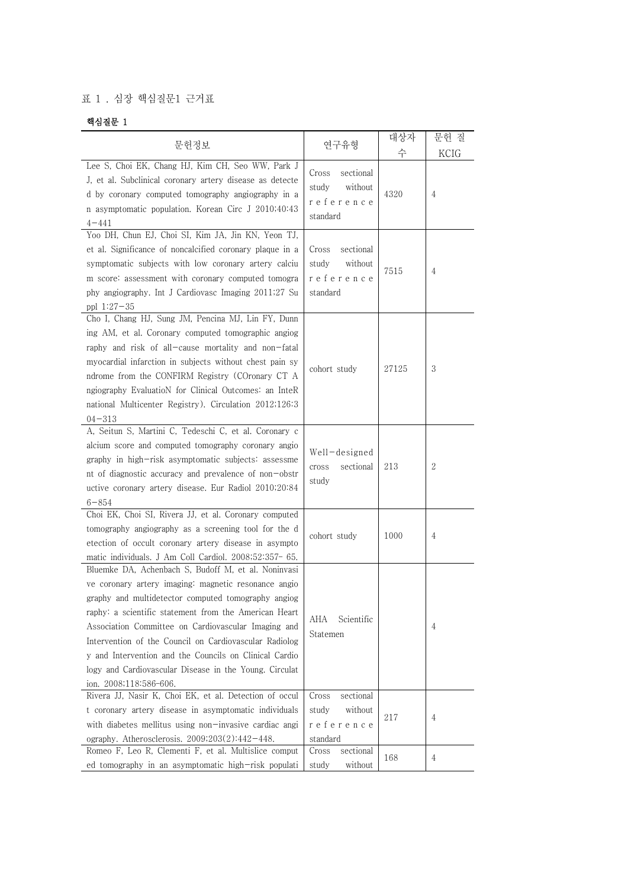표 1 . 심장 핵심질문1 근거표

**핵심질문 1**

| 문헌정보 | 연구유형 | 대상자수 | 문헌 질 KCIG |
|---|---|---|---|
| Lee S, Choi EK, Chang HJ, Kim CH, Seo WW, Park J J, et al. Subclinical coronary artery disease as detected by coronary computed tomography angiography in an asymptomatic population. Korean Circ J 2010;40:434-441 | Cross sectional study without reference standard | 4320 | 4 |
| Yoo DH, Chun EJ, Choi SI, Kim JA, Jin KN, Yeon TJ, et al. Significance of noncalcified coronary plaque in asymptomatic subjects with low coronary artery calcium score: assessment with coronary computed tomography angiography. Int J Cardiovasc Imaging 2011;27 Suppl 1:27-35 | Cross sectional study without reference standard | 7515 | 4 |
| Cho I, Chang HJ, Sung JM, Pencina MJ, Lin FY, Dunning AM, et al. Coronary computed tomographic angiography and risk of all-cause mortality and non-fatal myocardial infarction in subjects without chest pain syndrome from the CONFIRM Registry (COronary CT Angiography EvaluatioN for Clinical Outcomes: an InteRnational Multicenter Registry). Circulation 2012;126:304-313 | cohort study | 27125 | 3 |
| A, Seitun S, Martini C, Tedeschi C, et al. Coronary calcium score and computed tomography coronary angiography in high-risk asymptomatic subjects: assessment of diagnostic accuracy and prevalence of non-obstructive coronary artery disease. Eur Radiol 2010;20:846-854 | Well-designed cross sectional study | 213 | 2 |
| Choi EK, Choi SI, Rivera JJ, et al. Coronary computed tomography angiography as a screening tool for the detection of occult coronary artery disease in asymptomatic individuals. J Am Coll Cardiol. 2008;52:357- 65. | cohort study | 1000 | 4 |
| Bluemke DA, Achenbach S, Budoff M, et al. Noninvasive coronary artery imaging: magnetic resonance angiography and multidetector computed tomography angiography: a scientific statement from the American Heart Association Committee on Cardiovascular Imaging and Intervention of the Council on Cardiovascular Radiology and Intervention and the Councils on Clinical Cardiology and Cardiovascular Disease in the Young. Circulation. 2008;118:586-606. | AHA Scientific Statemen | | 4 |
| Rivera JJ, Nasir K, Choi EK, et al. Detection of occult coronary artery disease in asymptomatic individuals with diabetes mellitus using non-invasive cardiac angiography. Atherosclerosis. 2009;203(2):442-448. | Cross sectional study without reference standard | 217 | 4 |
| Romeo F, Leo R, Clementi F, et al. Multislice computed tomography in an asymptomatic high-risk populati | Cross sectional study without | 168 | 4 |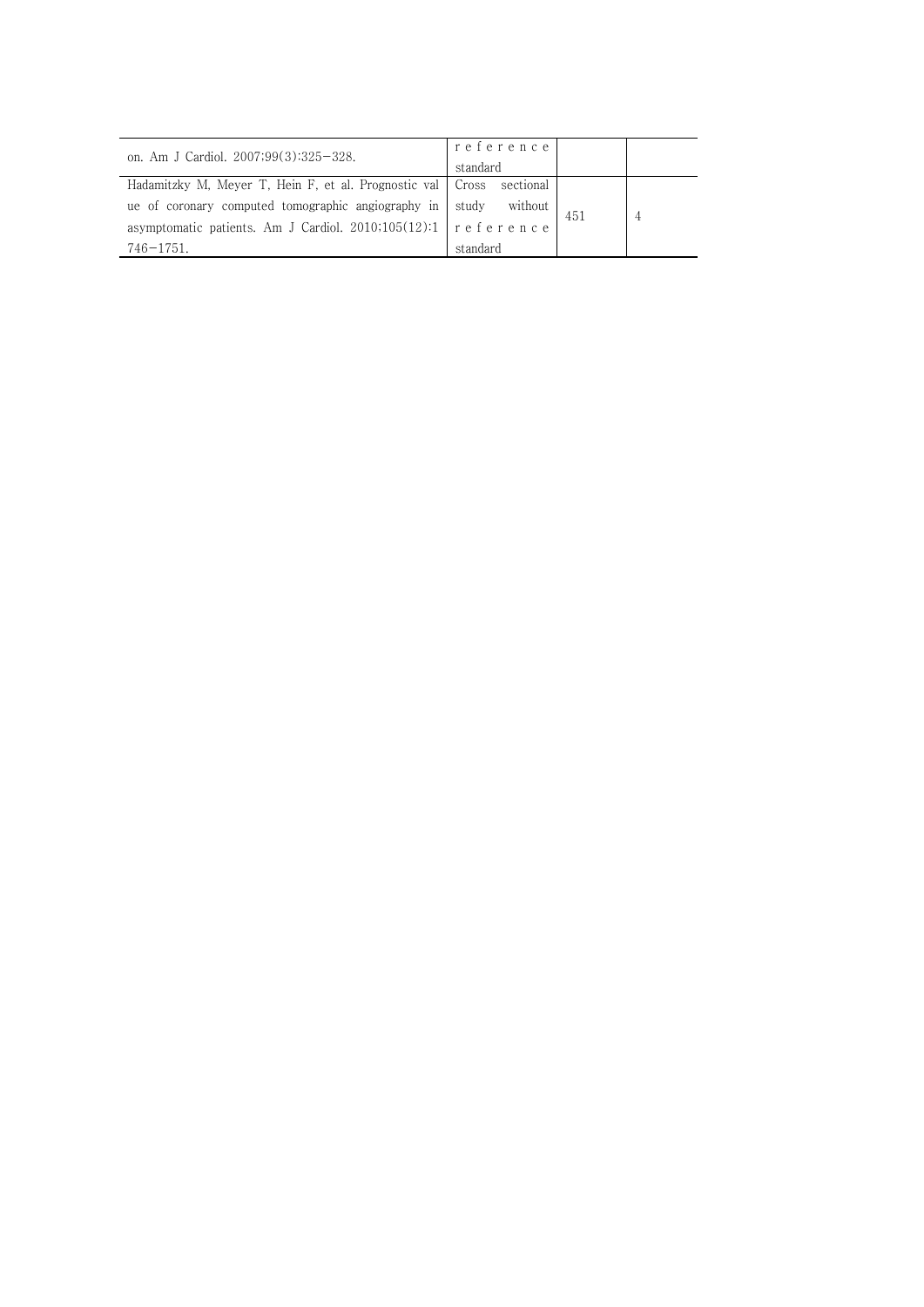| | | | |
|---|---|---|---|
| on. Am J Cardiol. 2007;99(3):325−328. | reference standard | | |
| Hadamitzky M, Meyer T, Hein F, et al. Prognostic value of coronary computed tomographic angiography in asymptomatic patients. Am J Cardiol. 2010;105(12):1746−1751. | Cross sectional study without reference standard | 451 | 4 |